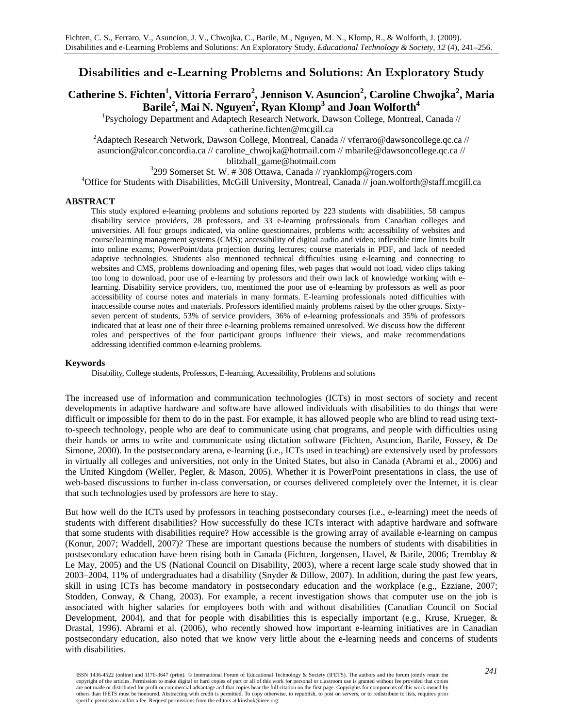Fichten, C. S., Ferraro, V., Asuncion, J. V., Chwojka, C., Barile, M., Nguyen, M. N., Klomp, R., & Wolforth, J. (2009). Disabilities and e-Learning Problems and Solutions: An Exploratory Study. *Educational Technology & Society, 12* (4), 241–256.

# Disabilities and e-Learning Problems and Solutions: An Exploratory Study

**Catherine S. Fichten[1], Vittoria Ferraro[2], Jennison V. Asuncion[2], Caroline Chwojka[2], Maria Barile[2], Mai N. Nguyen[2], Ryan Klomp[3] and Joan Wolforth[4]**

[1]Psychology Department and Adaptech Research Network, Dawson College, Montreal, Canada // catherine.fichten@mcgill.ca

[2]Adaptech Research Network, Dawson College, Montreal, Canada // vferraro@dawsoncollege.qc.ca // asuncion@alcor.concordia.ca // caroline_chwojka@hotmail.com // mbarile@dawsoncollege.qc.ca // blitzball_game@hotmail.com

[3]299 Somerset St. W. # 308 Ottawa, Canada // ryanklomp@rogers.com

[4]Office for Students with Disabilities, McGill University, Montreal, Canada // joan.wolforth@staff.mcgill.ca

## ABSTRACT

This study explored e-learning problems and solutions reported by 223 students with disabilities, 58 campus disability service providers, 28 professors, and 33 e-learning professionals from Canadian colleges and universities. All four groups indicated, via online questionnaires, problems with: accessibility of websites and course/learning management systems (CMS); accessibility of digital audio and video; inflexible time limits built into online exams; PowerPoint/data projection during lectures; course materials in PDF, and lack of needed adaptive technologies. Students also mentioned technical difficulties using e-learning and connecting to websites and CMS, problems downloading and opening files, web pages that would not load, video clips taking too long to download, poor use of e-learning by professors and their own lack of knowledge working with e-learning. Disability service providers, too, mentioned the poor use of e-learning by professors as well as poor accessibility of course notes and materials in many formats. E-learning professionals noted difficulties with inaccessible course notes and materials. Professors identified mainly problems raised by the other groups. Sixty-seven percent of students, 53% of service providers, 36% of e-learning professionals and 35% of professors indicated that at least one of their three e-learning problems remained unresolved. We discuss how the different roles and perspectives of the four participant groups influence their views, and make recommendations addressing identified common e-learning problems.

## Keywords

Disability, College students, Professors, E-learning, Accessibility, Problems and solutions

The increased use of information and communication technologies (ICTs) in most sectors of society and recent developments in adaptive hardware and software have allowed individuals with disabilities to do things that were difficult or impossible for them to do in the past. For example, it has allowed people who are blind to read using text-to-speech technology, people who are deaf to communicate using chat programs, and people with difficulties using their hands or arms to write and communicate using dictation software (Fichten, Asuncion, Barile, Fossey, & De Simone, 2000). In the postsecondary arena, e-learning (i.e., ICTs used in teaching) are extensively used by professors in virtually all colleges and universities, not only in the United States, but also in Canada (Abrami et al., 2006) and the United Kingdom (Weller, Pegler, & Mason, 2005). Whether it is PowerPoint presentations in class, the use of web-based discussions to further in-class conversation, or courses delivered completely over the Internet, it is clear that such technologies used by professors are here to stay.

But how well do the ICTs used by professors in teaching postsecondary courses (i.e., e-learning) meet the needs of students with different disabilities? How successfully do these ICTs interact with adaptive hardware and software that some students with disabilities require? How accessible is the growing array of available e-learning on campus (Konur, 2007; Waddell, 2007)? These are important questions because the numbers of students with disabilities in postsecondary education have been rising both in Canada (Fichten, Jorgensen, Havel, & Barile, 2006; Tremblay & Le May, 2005) and the US (National Council on Disability, 2003), where a recent large scale study showed that in 2003–2004, 11% of undergraduates had a disability (Snyder & Dillow, 2007). In addition, during the past few years, skill in using ICTs has become mandatory in postsecondary education and the workplace (e.g., Ezziane, 2007; Stodden, Conway, & Chang, 2003). For example, a recent investigation shows that computer use on the job is associated with higher salaries for employees both with and without disabilities (Canadian Council on Social Development, 2004), and that for people with disabilities this is especially important (e.g., Kruse, Krueger, & Drastal, 1996). Abrami et al. (2006), who recently showed how important e-learning initiatives are in Canadian postsecondary education, also noted that we know very little about the e-learning needs and concerns of students with disabilities.

ISSN 1436-4522 (online) and 1176-3647 (print). © International Forum of Educational Technology & Society (IFETS). The authors and the forum jointly retain the copyright of the articles. Permission to make digital or hard copies of part or all of this work for personal or classroom use is granted without fee provided that copies are not made or distributed for profit or commercial advantage and that copies bear the full citation on the first page. Copyrights for components of this work owned by others than IFETS must be honoured. Abstracting with credit is permitted. To copy otherwise, to republish, to post on servers, or to redistribute to lists, requires prior specific permission and/or a fee. Request permissions from the editors at kinshuk@ieee.org.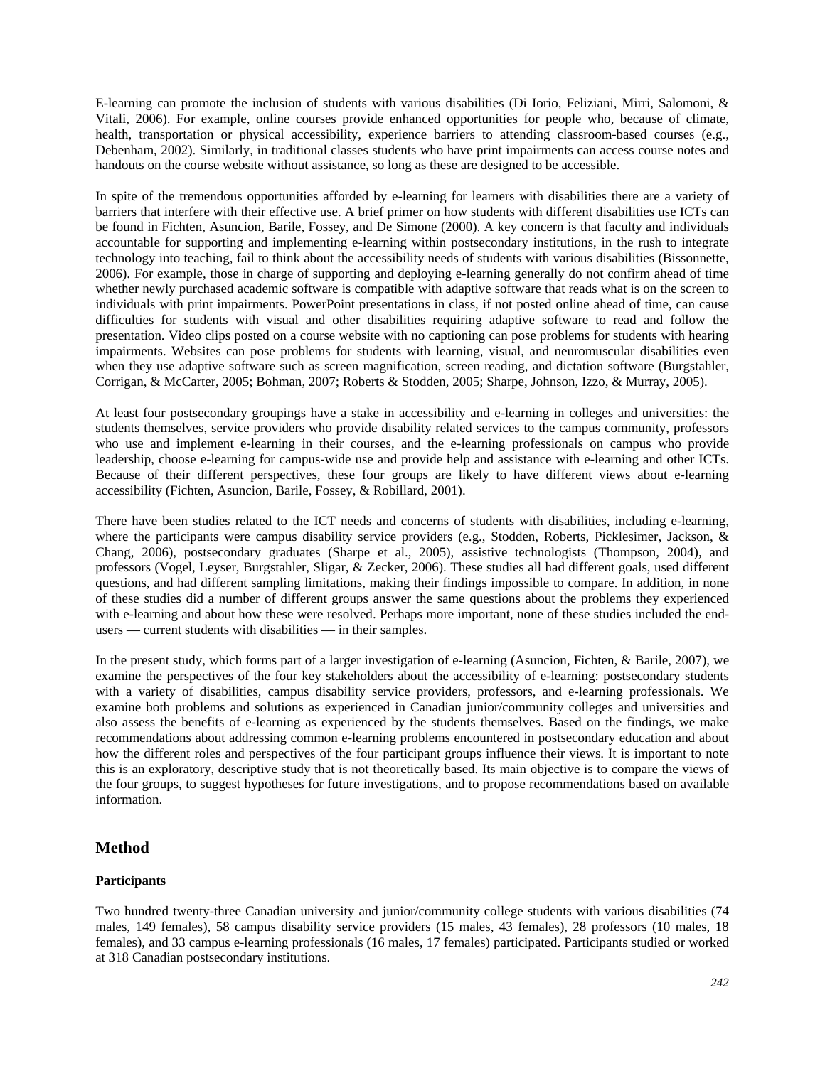E-learning can promote the inclusion of students with various disabilities (Di Iorio, Feliziani, Mirri, Salomoni, & Vitali, 2006). For example, online courses provide enhanced opportunities for people who, because of climate, health, transportation or physical accessibility, experience barriers to attending classroom-based courses (e.g., Debenham, 2002). Similarly, in traditional classes students who have print impairments can access course notes and handouts on the course website without assistance, so long as these are designed to be accessible.

In spite of the tremendous opportunities afforded by e-learning for learners with disabilities there are a variety of barriers that interfere with their effective use. A brief primer on how students with different disabilities use ICTs can be found in Fichten, Asuncion, Barile, Fossey, and De Simone (2000). A key concern is that faculty and individuals accountable for supporting and implementing e-learning within postsecondary institutions, in the rush to integrate technology into teaching, fail to think about the accessibility needs of students with various disabilities (Bissonnette, 2006). For example, those in charge of supporting and deploying e-learning generally do not confirm ahead of time whether newly purchased academic software is compatible with adaptive software that reads what is on the screen to individuals with print impairments. PowerPoint presentations in class, if not posted online ahead of time, can cause difficulties for students with visual and other disabilities requiring adaptive software to read and follow the presentation. Video clips posted on a course website with no captioning can pose problems for students with hearing impairments. Websites can pose problems for students with learning, visual, and neuromuscular disabilities even when they use adaptive software such as screen magnification, screen reading, and dictation software (Burgstahler, Corrigan, & McCarter, 2005; Bohman, 2007; Roberts & Stodden, 2005; Sharpe, Johnson, Izzo, & Murray, 2005).

At least four postsecondary groupings have a stake in accessibility and e-learning in colleges and universities: the students themselves, service providers who provide disability related services to the campus community, professors who use and implement e-learning in their courses, and the e-learning professionals on campus who provide leadership, choose e-learning for campus-wide use and provide help and assistance with e-learning and other ICTs. Because of their different perspectives, these four groups are likely to have different views about e-learning accessibility (Fichten, Asuncion, Barile, Fossey, & Robillard, 2001).

There have been studies related to the ICT needs and concerns of students with disabilities, including e-learning, where the participants were campus disability service providers (e.g., Stodden, Roberts, Picklesimer, Jackson, & Chang, 2006), postsecondary graduates (Sharpe et al., 2005), assistive technologists (Thompson, 2004), and professors (Vogel, Leyser, Burgstahler, Sligar, & Zecker, 2006). These studies all had different goals, used different questions, and had different sampling limitations, making their findings impossible to compare. In addition, in none of these studies did a number of different groups answer the same questions about the problems they experienced with e-learning and about how these were resolved. Perhaps more important, none of these studies included the end-users — current students with disabilities — in their samples.

In the present study, which forms part of a larger investigation of e-learning (Asuncion, Fichten, & Barile, 2007), we examine the perspectives of the four key stakeholders about the accessibility of e-learning: postsecondary students with a variety of disabilities, campus disability service providers, professors, and e-learning professionals. We examine both problems and solutions as experienced in Canadian junior/community colleges and universities and also assess the benefits of e-learning as experienced by the students themselves. Based on the findings, we make recommendations about addressing common e-learning problems encountered in postsecondary education and about how the different roles and perspectives of the four participant groups influence their views. It is important to note this is an exploratory, descriptive study that is not theoretically based. Its main objective is to compare the views of the four groups, to suggest hypotheses for future investigations, and to propose recommendations based on available information.

## Method

### Participants

Two hundred twenty-three Canadian university and junior/community college students with various disabilities (74 males, 149 females), 58 campus disability service providers (15 males, 43 females), 28 professors (10 males, 18 females), and 33 campus e-learning professionals (16 males, 17 females) participated. Participants studied or worked at 318 Canadian postsecondary institutions.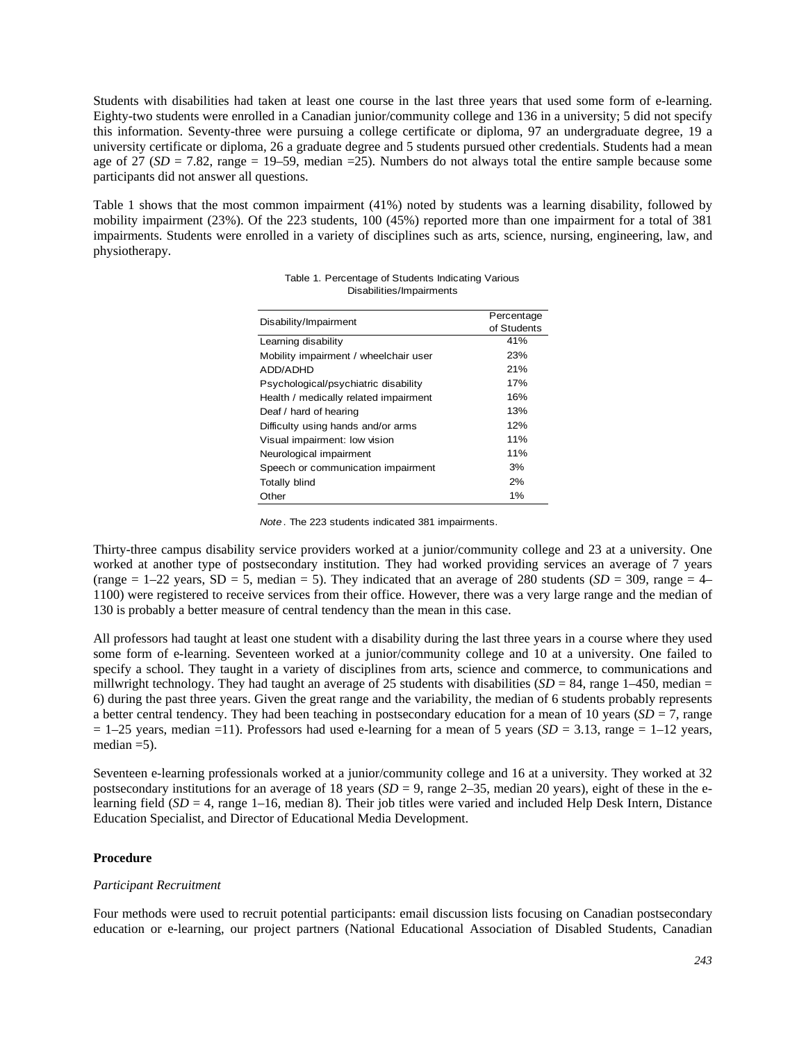Students with disabilities had taken at least one course in the last three years that used some form of e-learning. Eighty-two students were enrolled in a Canadian junior/community college and 136 in a university; 5 did not specify this information. Seventy-three were pursuing a college certificate or diploma, 97 an undergraduate degree, 19 a university certificate or diploma, 26 a graduate degree and 5 students pursued other credentials. Students had a mean age of 27 (*SD* = 7.82, range = 19–59, median =25). Numbers do not always total the entire sample because some participants did not answer all questions.

Table 1 shows that the most common impairment (41%) noted by students was a learning disability, followed by mobility impairment (23%). Of the 223 students, 100 (45%) reported more than one impairment for a total of 381 impairments. Students were enrolled in a variety of disciplines such as arts, science, nursing, engineering, law, and physiotherapy.

Table 1. Percentage of Students Indicating Various Disabilities/Impairments

| Disability/Impairment | Percentage of Students |
|---|---|
| Learning disability | 41% |
| Mobility impairment / wheelchair user | 23% |
| ADD/ADHD | 21% |
| Psychological/psychiatric disability | 17% |
| Health / medically related impairment | 16% |
| Deaf / hard of hearing | 13% |
| Difficulty using hands and/or arms | 12% |
| Visual impairment: low vision | 11% |
| Neurological impairment | 11% |
| Speech or communication impairment | 3% |
| Totally blind | 2% |
| Other | 1% |

*Note*. The 223 students indicated 381 impairments.

Thirty-three campus disability service providers worked at a junior/community college and 23 at a university. One worked at another type of postsecondary institution. They had worked providing services an average of 7 years (range = 1–22 years, SD = 5, median = 5). They indicated that an average of 280 students (*SD* = 309, range = 4–1100) were registered to receive services from their office. However, there was a very large range and the median of 130 is probably a better measure of central tendency than the mean in this case.

All professors had taught at least one student with a disability during the last three years in a course where they used some form of e-learning. Seventeen worked at a junior/community college and 10 at a university. One failed to specify a school. They taught in a variety of disciplines from arts, science and commerce, to communications and millwright technology. They had taught an average of 25 students with disabilities (*SD* = 84, range 1–450, median = 6) during the past three years. Given the great range and the variability, the median of 6 students probably represents a better central tendency. They had been teaching in postsecondary education for a mean of 10 years (*SD* = 7, range = 1–25 years, median =11). Professors had used e-learning for a mean of 5 years (*SD* = 3.13, range = 1–12 years, median =5).

Seventeen e-learning professionals worked at a junior/community college and 16 at a university. They worked at 32 postsecondary institutions for an average of 18 years (*SD* = 9, range 2–35, median 20 years), eight of these in the e-learning field (*SD* = 4, range 1–16, median 8). Their job titles were varied and included Help Desk Intern, Distance Education Specialist, and Director of Educational Media Development.

**Procedure**

*Participant Recruitment*

Four methods were used to recruit potential participants: email discussion lists focusing on Canadian postsecondary education or e-learning, our project partners (National Educational Association of Disabled Students, Canadian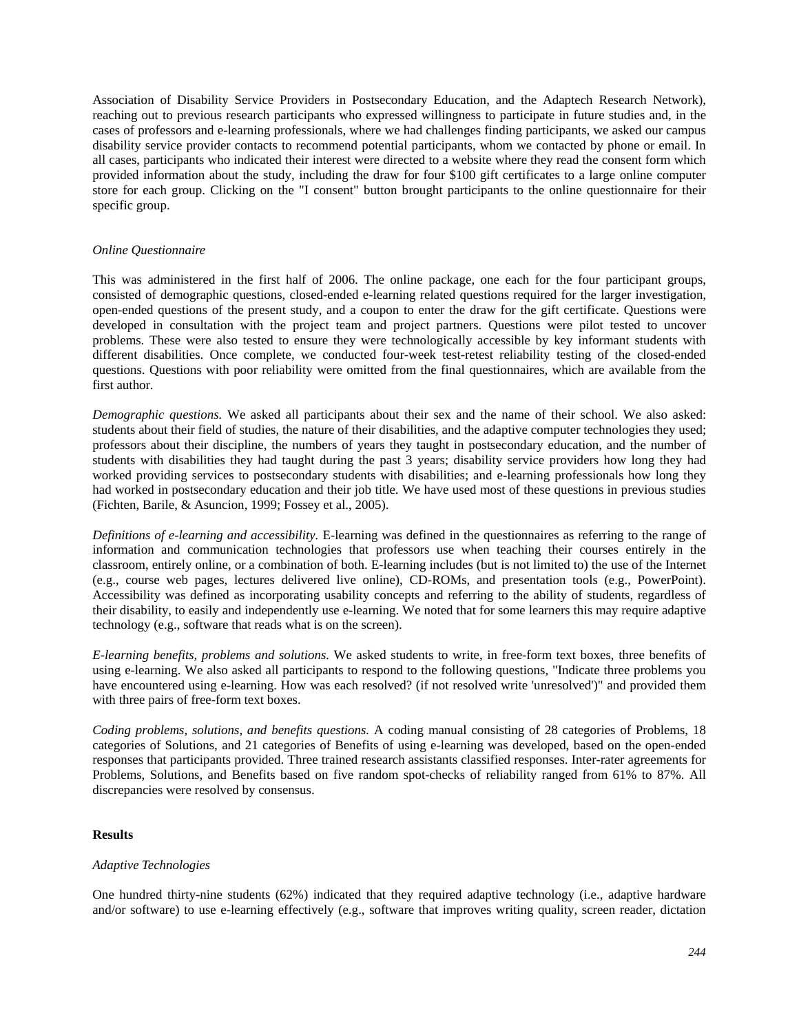Association of Disability Service Providers in Postsecondary Education, and the Adaptech Research Network), reaching out to previous research participants who expressed willingness to participate in future studies and, in the cases of professors and e-learning professionals, where we had challenges finding participants, we asked our campus disability service provider contacts to recommend potential participants, whom we contacted by phone or email. In all cases, participants who indicated their interest were directed to a website where they read the consent form which provided information about the study, including the draw for four $100 gift certificates to a large online computer store for each group. Clicking on the "I consent" button brought participants to the online questionnaire for their specific group.

*Online Questionnaire*

This was administered in the first half of 2006. The online package, one each for the four participant groups, consisted of demographic questions, closed-ended e-learning related questions required for the larger investigation, open-ended questions of the present study, and a coupon to enter the draw for the gift certificate. Questions were developed in consultation with the project team and project partners. Questions were pilot tested to uncover problems. These were also tested to ensure they were technologically accessible by key informant students with different disabilities. Once complete, we conducted four-week test-retest reliability testing of the closed-ended questions. Questions with poor reliability were omitted from the final questionnaires, which are available from the first author.

*Demographic questions.* We asked all participants about their sex and the name of their school. We also asked: students about their field of studies, the nature of their disabilities, and the adaptive computer technologies they used; professors about their discipline, the numbers of years they taught in postsecondary education, and the number of students with disabilities they had taught during the past 3 years; disability service providers how long they had worked providing services to postsecondary students with disabilities; and e-learning professionals how long they had worked in postsecondary education and their job title. We have used most of these questions in previous studies (Fichten, Barile, & Asuncion, 1999; Fossey et al., 2005).

*Definitions of e-learning and accessibility.* E-learning was defined in the questionnaires as referring to the range of information and communication technologies that professors use when teaching their courses entirely in the classroom, entirely online, or a combination of both. E-learning includes (but is not limited to) the use of the Internet (e.g., course web pages, lectures delivered live online), CD-ROMs, and presentation tools (e.g., PowerPoint). Accessibility was defined as incorporating usability concepts and referring to the ability of students, regardless of their disability, to easily and independently use e-learning. We noted that for some learners this may require adaptive technology (e.g., software that reads what is on the screen).

*E-learning benefits, problems and solutions.* We asked students to write, in free-form text boxes, three benefits of using e-learning. We also asked all participants to respond to the following questions, "Indicate three problems you have encountered using e-learning. How was each resolved? (if not resolved write 'unresolved')" and provided them with three pairs of free-form text boxes.

*Coding problems, solutions, and benefits questions.* A coding manual consisting of 28 categories of Problems, 18 categories of Solutions, and 21 categories of Benefits of using e-learning was developed, based on the open-ended responses that participants provided. Three trained research assistants classified responses. Inter-rater agreements for Problems, Solutions, and Benefits based on five random spot-checks of reliability ranged from 61% to 87%. All discrepancies were resolved by consensus.

## Results

*Adaptive Technologies*

One hundred thirty-nine students (62%) indicated that they required adaptive technology (i.e., adaptive hardware and/or software) to use e-learning effectively (e.g., software that improves writing quality, screen reader, dictation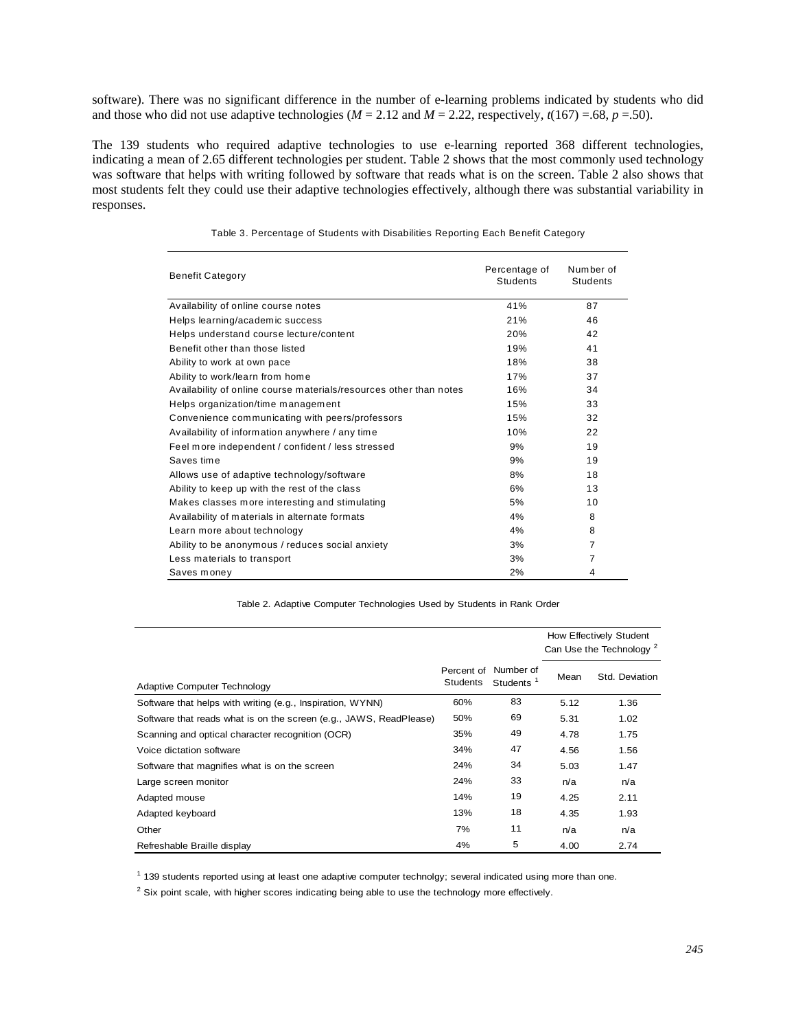software). There was no significant difference in the number of e-learning problems indicated by students who did and those who did not use adaptive technologies ($M = 2.12$ and $M = 2.22$, respectively, $t(167) = .68$, $p = .50$).

The 139 students who required adaptive technologies to use e-learning reported 368 different technologies, indicating a mean of 2.65 different technologies per student. Table 2 shows that the most commonly used technology was software that helps with writing followed by software that reads what is on the screen. Table 2 also shows that most students felt they could use their adaptive technologies effectively, although there was substantial variability in responses.

Table 3. Percentage of Students with Disabilities Reporting Each Benefit Category

| Benefit Category | Percentage of Students | Number of Students |
|---|---|---|
| Availability of online course notes | 41% | 87 |
| Helps learning/academic success | 21% | 46 |
| Helps understand course lecture/content | 20% | 42 |
| Benefit other than those listed | 19% | 41 |
| Ability to work at own pace | 18% | 38 |
| Ability to work/learn from home | 17% | 37 |
| Availability of online course materials/resources other than notes | 16% | 34 |
| Helps organization/time management | 15% | 33 |
| Convenience communicating with peers/professors | 15% | 32 |
| Availability of information anywhere / any time | 10% | 22 |
| Feel more independent / confident / less stressed | 9% | 19 |
| Saves time | 9% | 19 |
| Allows use of adaptive technology/software | 8% | 18 |
| Ability to keep up with the rest of the class | 6% | 13 |
| Makes classes more interesting and stimulating | 5% | 10 |
| Availability of materials in alternate formats | 4% | 8 |
| Learn more about technology | 4% | 8 |
| Ability to be anonymous / reduces social anxiety | 3% | 7 |
| Less materials to transport | 3% | 7 |
| Saves money | 2% | 4 |

Table 2. Adaptive Computer Technologies Used by Students in Rank Order

| | | | How Effectively Student Can Use the Technology [2] | |
|---|---|---|---|---|
| Adaptive Computer Technology | Percent of Students | Number of Students [1] | Mean | Std. Deviation |
| Software that helps with writing (e.g., Inspiration, WYNN) | 60% | 83 | 5.12 | 1.36 |
| Software that reads what is on the screen (e.g., JAWS, ReadPlease) | 50% | 69 | 5.31 | 1.02 |
| Scanning and optical character recognition (OCR) | 35% | 49 | 4.78 | 1.75 |
| Voice dictation software | 34% | 47 | 4.56 | 1.56 |
| Software that magnifies what is on the screen | 24% | 34 | 5.03 | 1.47 |
| Large screen monitor | 24% | 33 | n/a | n/a |
| Adapted mouse | 14% | 19 | 4.25 | 2.11 |
| Adapted keyboard | 13% | 18 | 4.35 | 1.93 |
| Other | 7% | 11 | n/a | n/a |
| Refreshable Braille display | 4% | 5 | 4.00 | 2.74 |

[1] 139 students reported using at least one adaptive computer technolgy; several indicated using more than one.

[2] Six point scale, with higher scores indicating being able to use the technology more effectively.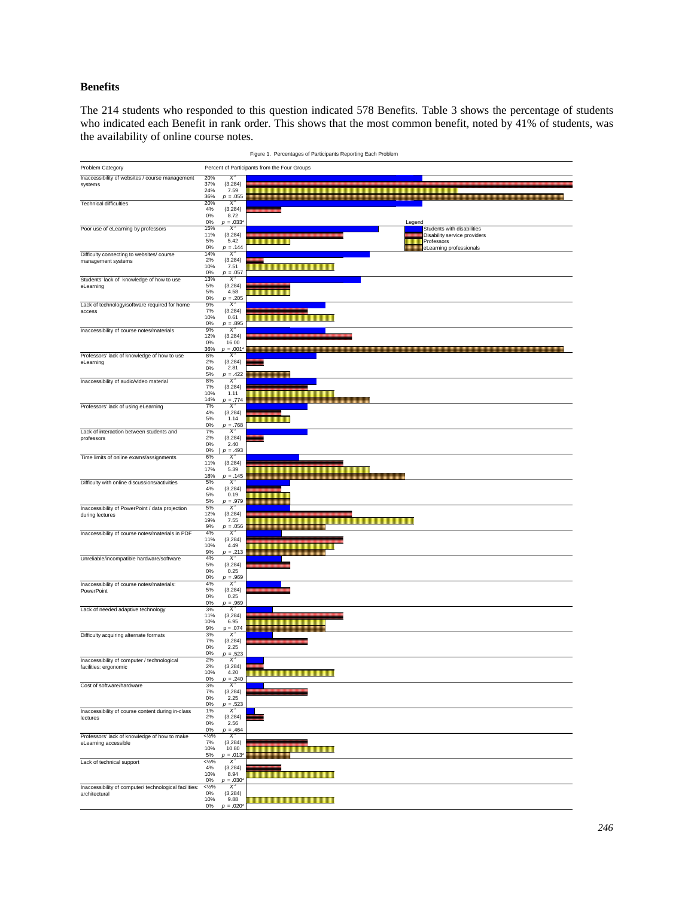## Benefits

The 214 students who responded to this question indicated 578 Benefits. Table 3 shows the percentage of students who indicated each Benefit in rank order. This shows that the most common benefit, noted by 41% of students, was the availability of online course notes.

Figure 1. Percentages of Participants Reporting Each Problem

Legend: Students with disabilities; Disability service providers; Professors; eLearning professionals

| Problem Category | Students with disabilities | Disability service providers | Professors | eLearning professionals | $X^2$ (3,284) | $p$ |
|---|---|---|---|---|---|---|
| Inaccessibility of websites / course management systems | 20% | 37% | 24% | 36% | 7.59 | .055 |
| Technical difficulties | 20% | 4% | 0% | 0% | 8.72 | .033* |
| Poor use of eLearning by professors | 15% | 11% | 5% | 0% | 5.42 | .144 |
| Difficulty connecting to websites/ course management systems | 14% | 2% | 10% | 0% | 7.51 | .057 |
| Students' lack of knowledge of how to use eLearning | 13% | 5% | 5% | 0% | 4.58 | .205 |
| Lack of technology/software required for home access | 9% | 7% | 10% | 0% | 0.61 | .895 |
| Inaccessibility of course notes/materials | 9% | 12% | 0% | 36% | 16.00 | .001* |
| Professors' lack of knowledge of how to use eLearning | 8% | 2% | 0% | 5% | 2.81 | .422 |
| Inaccessibility of audio/video material | 8% | 7% | 10% | 14% | 1.11 | .774 |
| Professors' lack of using eLearning | 7% | 4% | 5% | 0% | 1.14 | .768 |
| Lack of interaction between students and professors | 7% | 2% | 0% | 0% | 2.40 | .493 |
| Time limits of online exams/assignments | 6% | 11% | 17% | 18% | 5.39 | .145 |
| Difficulty with online discussions/activities | 5% | 4% | 5% | 5% | 0.19 | .979 |
| Inaccessibility of PowerPoint / data projection during lectures | 5% | 12% | 19% | 9% | 7.55 | .056 |
| Inaccessibility of course notes/materials in PDF | 4% | 11% | 10% | 9% | 4.49 | .213 |
| Unreliable/incompatible hardware/software | 4% | 5% | 0% | 0% | 0.25 | .969 |
| Inaccessibility of course notes/materials: PowerPoint | 4% | 5% | 0% | 0% | 0.25 | .969 |
| Lack of needed adaptive technology | 3% | 11% | 10% | 9% | 6.95 | .074 |
| Difficulty acquiring alternate formats | 3% | 7% | 0% | 0% | 2.25 | .523 |
| Inaccessibility of computer / technological facilities: ergonomic | 2% | 2% | 10% | 0% | 4.20 | .240 |
| Cost of software/hardware | 3% | 7% | 0% | 0% | 2.25 | .523 |
| Inaccessibility of course content during in-class lectures | 1% | 2% | 0% | 0% | 2.56 | .464 |
| Professors' lack of knowledge of how to make eLearning accessible | <½% | 7% | 10% | 5% | 10.80 | .013* |
| Lack of technical support | <½% | 4% | 10% | 0% | 8.94 | .030* |
| Inaccessibility of computer/ technological facilities: architectural | <½% | 0% | 10% | 0% | 9.88 | .020* |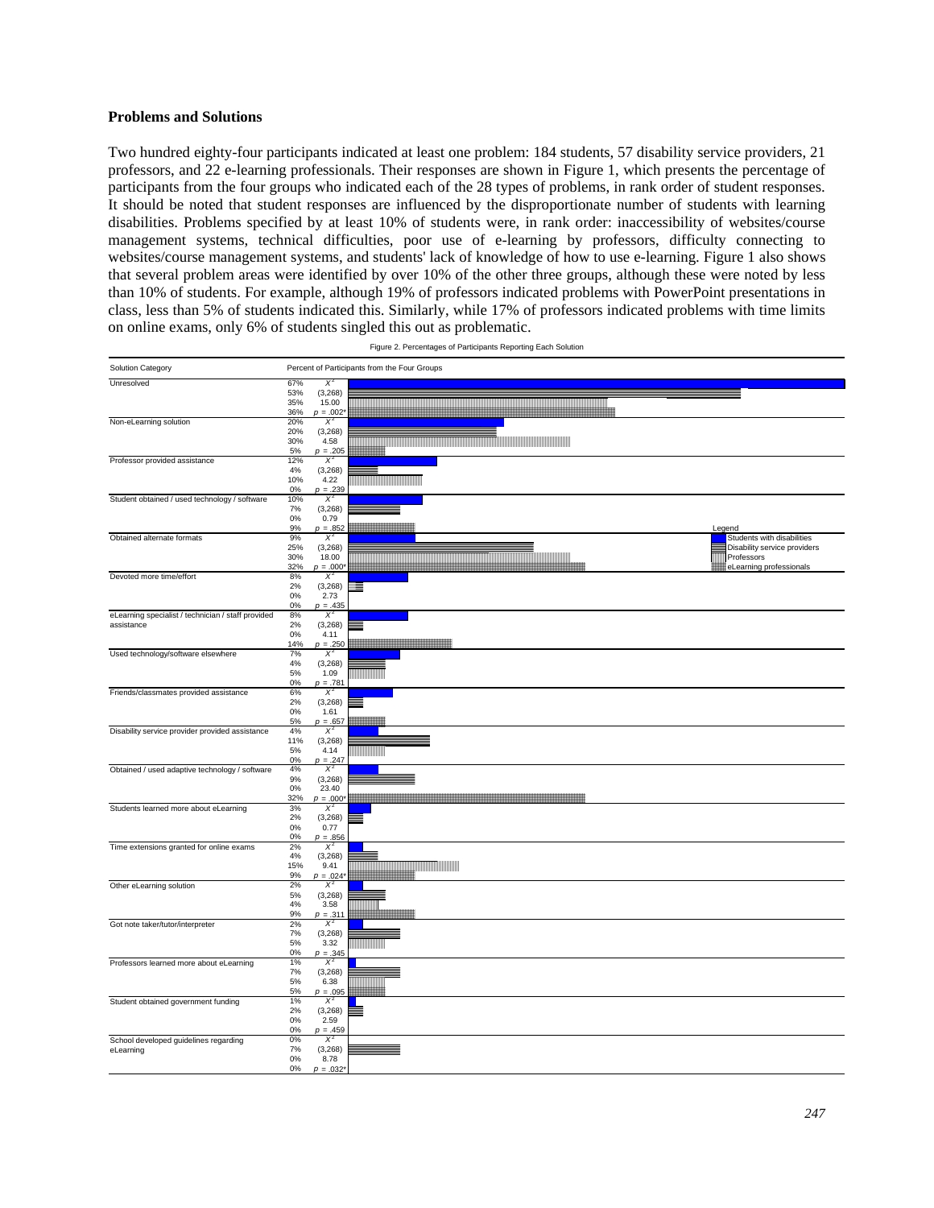### Problems and Solutions

Two hundred eighty-four participants indicated at least one problem: 184 students, 57 disability service providers, 21 professors, and 22 e-learning professionals. Their responses are shown in Figure 1, which presents the percentage of participants from the four groups who indicated each of the 28 types of problems, in rank order of student responses. It should be noted that student responses are influenced by the disproportionate number of students with learning disabilities. Problems specified by at least 10% of students were, in rank order: inaccessibility of websites/course management systems, technical difficulties, poor use of e-learning by professors, difficulty connecting to websites/course management systems, and students' lack of knowledge of how to use e-learning. Figure 1 also shows that several problem areas were identified by over 10% of the other three groups, although these were noted by less than 10% of students. For example, although 19% of professors indicated problems with PowerPoint presentations in class, less than 5% of students indicated this. Similarly, while 17% of professors indicated problems with time limits on online exams, only 6% of students singled this out as problematic.

Figure 2. Percentages of Participants Reporting Each Solution

Legend: Students with disabilities; Disability service providers; Professors; eLearning professionals

| Solution Category | Students with disabilities | Disability service providers | Professors | eLearning professionals | $X^2$ (3,268) | $p$ |
|---|---|---|---|---|---|---|
| Unresolved | 67% | 53% | 35% | 36% | 15.00 | $p = .002^*$ |
| Non-eLearning solution | 20% | 20% | 30% | 5% | 4.58 | $p = .205$ |
| Professor provided assistance | 12% | 4% | 10% | 0% | 4.22 | $p = .239$ |
| Student obtained / used technology / software | 10% | 7% | 0% | 9% | 0.79 | $p = .852$ |
| Obtained alternate formats | 9% | 25% | 30% | 32% | 18.00 | $p = .000^*$ |
| Devoted more time/effort | 8% | 2% | 0% | 0% | 2.73 | $p = .435$ |
| eLearning specialist / technician / staff provided assistance | 8% | 2% | 0% | 14% | 4.11 | $p = .250$ |
| Used technology/software elsewhere | 7% | 4% | 5% | 0% | 1.09 | $p = .781$ |
| Friends/classmates provided assistance | 6% | 2% | 0% | 5% | 1.61 | $p = .657$ |
| Disability service provider provided assistance | 4% | 11% | 5% | 0% | 4.14 | $p = .247$ |
| Obtained / used adaptive technology / software | 4% | 9% | 0% | 32% | 23.40 | $p = .000^*$ |
| Students learned more about eLearning | 3% | 2% | 0% | 0% | 0.77 | $p = .856$ |
| Time extensions granted for online exams | 2% | 4% | 15% | 9% | 9.41 | $p = .024^*$ |
| Other eLearning solution | 2% | 5% | 4% | 9% | 3.58 | $p = .311$ |
| Got note taker/tutor/interpreter | 2% | 7% | 5% | 0% | 3.32 | $p = .345$ |
| Professors learned more about eLearning | 1% | 7% | 5% | 5% | 6.38 | $p = .095$ |
| Student obtained government funding | 1% | 2% | 0% | 0% | 2.59 | $p = .459$ |
| School developed guidelines regarding eLearning | 0% | 7% | 0% | 0% | 8.78 | $p = .032^*$ |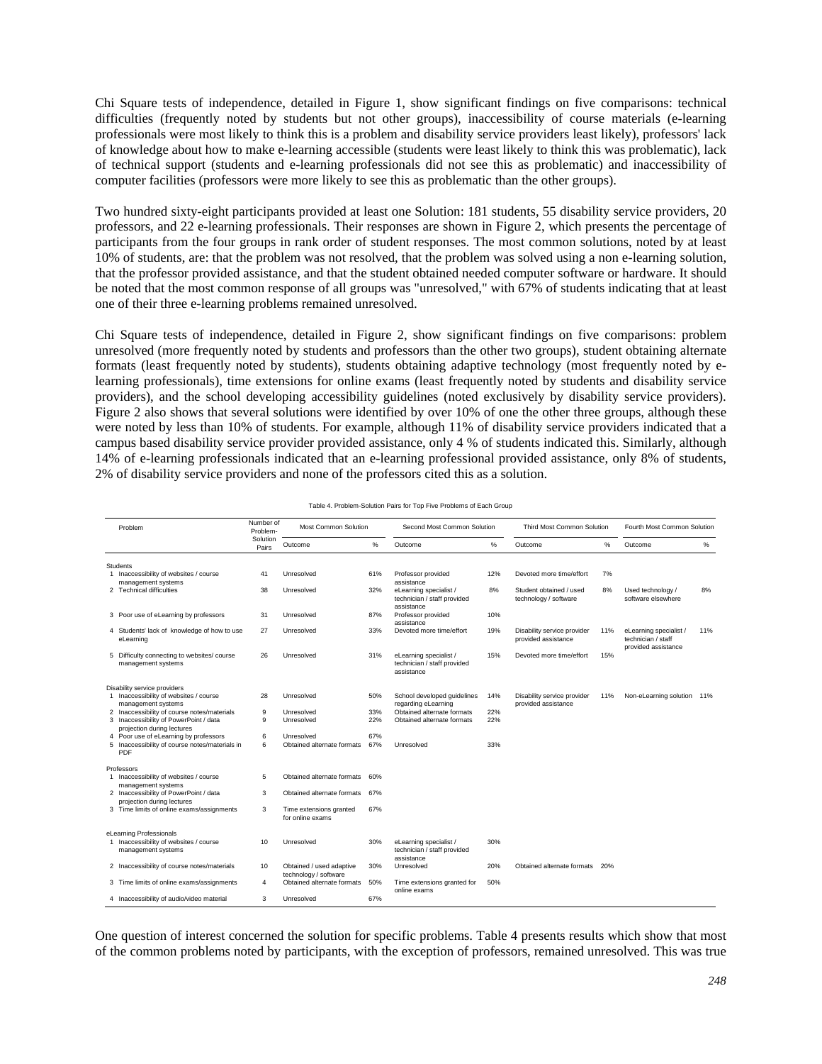Chi Square tests of independence, detailed in Figure 1, show significant findings on five comparisons: technical difficulties (frequently noted by students but not other groups), inaccessibility of course materials (e-learning professionals were most likely to think this is a problem and disability service providers least likely), professors' lack of knowledge about how to make e-learning accessible (students were least likely to think this was problematic), lack of technical support (students and e-learning professionals did not see this as problematic) and inaccessibility of computer facilities (professors were more likely to see this as problematic than the other groups).

Two hundred sixty-eight participants provided at least one Solution: 181 students, 55 disability service providers, 20 professors, and 22 e-learning professionals. Their responses are shown in Figure 2, which presents the percentage of participants from the four groups in rank order of student responses. The most common solutions, noted by at least 10% of students, are: that the problem was not resolved, that the problem was solved using a non e-learning solution, that the professor provided assistance, and that the student obtained needed computer software or hardware. It should be noted that the most common response of all groups was "unresolved," with 67% of students indicating that at least one of their three e-learning problems remained unresolved.

Chi Square tests of independence, detailed in Figure 2, show significant findings on five comparisons: problem unresolved (more frequently noted by students and professors than the other two groups), student obtaining alternate formats (least frequently noted by students), students obtaining adaptive technology (most frequently noted by e-learning professionals), time extensions for online exams (least frequently noted by students and disability service providers), and the school developing accessibility guidelines (noted exclusively by disability service providers). Figure 2 also shows that several solutions were identified by over 10% of one the other three groups, although these were noted by less than 10% of students. For example, although 11% of disability service providers indicated that a campus based disability service provider provided assistance, only 4 % of students indicated this. Similarly, although 14% of e-learning professionals indicated that an e-learning professional provided assistance, only 8% of students, 2% of disability service providers and none of the professors cited this as a solution.

Table 4. Problem-Solution Pairs for Top Five Problems of Each Group

| Problem | Number of Problem-Solution Pairs | Most Common Solution | | Second Most Common Solution | | Third Most Common Solution | | Fourth Most Common Solution | |
|---|---|---|---|---|---|---|---|---|---|
| | | Outcome | % | Outcome | % | Outcome | % | Outcome | % |
| **Students** | | | | | | | | | |
| 1 Inaccessibility of websites / course management systems | 41 | Unresolved | 61% | Professor provided assistance | 12% | Devoted more time/effort | 7% | | |
| 2 Technical difficulties | 38 | Unresolved | 32% | eLearning specialist / technician / staff provided assistance | 8% | Student obtained / used technology / software | 8% | Used technology / software elsewhere | 8% |
| 3 Poor use of eLearning by professors | 31 | Unresolved | 87% | Professor provided assistance | 10% | | | | |
| 4 Students' lack of knowledge of how to use eLearning | 27 | Unresolved | 33% | Devoted more time/effort | 19% | Disability service provider provided assistance | 11% | eLearning specialist / technician / staff provided assistance | 11% |
| 5 Difficulty connecting to websites/ course management systems | 26 | Unresolved | 31% | eLearning specialist / technician / staff provided assistance | 15% | Devoted more time/effort | 15% | | |
| **Disability service providers** | | | | | | | | | |
| 1 Inaccessibility of websites / course management systems | 28 | Unresolved | 50% | School developed guidelines regarding eLearning | 14% | Disability service provider provided assistance | 11% | Non-eLearning solution | 11% |
| 2 Inaccessibility of course notes/materials | 9 | Unresolved | 33% | Obtained alternate formats | 22% | | | | |
| 3 Inaccessibility of PowerPoint / data projection during lectures | 9 | Unresolved | 22% | Obtained alternate formats | 22% | | | | |
| 4 Poor use of eLearning by professors | 6 | Unresolved | 67% | | | | | | |
| 5 Inaccessibility of course notes/materials in PDF | 6 | Obtained alternate formats | 67% | Unresolved | 33% | | | | |
| **Professors** | | | | | | | | | |
| 1 Inaccessibility of websites / course management systems | 5 | Obtained alternate formats | 60% | | | | | | |
| 2 Inaccessibility of PowerPoint / data projection during lectures | 3 | Obtained alternate formats | 67% | | | | | | |
| 3 Time limits of online exams/assignments | 3 | Time extensions granted for online exams | 67% | | | | | | |
| **eLearning Professionals** | | | | | | | | | |
| 1 Inaccessibility of websites / course management systems | 10 | Unresolved | 30% | eLearning specialist / technician / staff provided assistance | 30% | | | | |
| 2 Inaccessibility of course notes/materials | 10 | Obtained / used adaptive technology / software | 30% | Unresolved | 20% | Obtained alternate formats | 20% | | |
| 3 Time limits of online exams/assignments | 4 | Obtained alternate formats | 50% | Time extensions granted for online exams | 50% | | | | |
| 4 Inaccessibility of audio/video material | 3 | Unresolved | 67% | | | | | | |

One question of interest concerned the solution for specific problems. Table 4 presents results which show that most of the common problems noted by participants, with the exception of professors, remained unresolved. This was true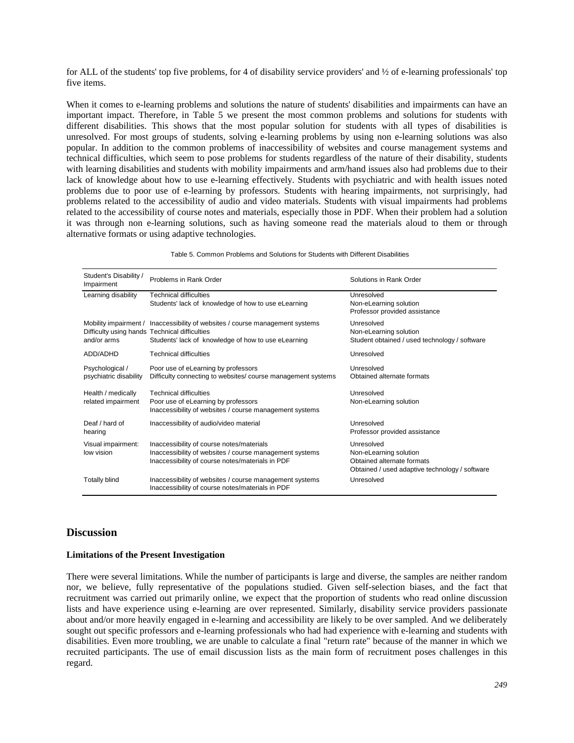for ALL of the students' top five problems, for 4 of disability service providers' and ½ of e-learning professionals' top five items.

When it comes to e-learning problems and solutions the nature of students' disabilities and impairments can have an important impact. Therefore, in Table 5 we present the most common problems and solutions for students with different disabilities. This shows that the most popular solution for students with all types of disabilities is unresolved. For most groups of students, solving e-learning problems by using non e-learning solutions was also popular. In addition to the common problems of inaccessibility of websites and course management systems and technical difficulties, which seem to pose problems for students regardless of the nature of their disability, students with learning disabilities and students with mobility impairments and arm/hand issues also had problems due to their lack of knowledge about how to use e-learning effectively. Students with psychiatric and with health issues noted problems due to poor use of e-learning by professors. Students with hearing impairments, not surprisingly, had problems related to the accessibility of audio and video materials. Students with visual impairments had problems related to the accessibility of course notes and materials, especially those in PDF. When their problem had a solution it was through non e-learning solutions, such as having someone read the materials aloud to them or through alternative formats or using adaptive technologies.

Table 5. Common Problems and Solutions for Students with Different Disabilities

| Student's Disability / Impairment | Problems in Rank Order | Solutions in Rank Order |
|---|---|---|
| Learning disability | Technical difficulties<br>Students' lack of knowledge of how to use eLearning | Unresolved<br>Non-eLearning solution<br>Professor provided assistance |
| Mobility impairment / Difficulty using hands and/or arms | Inaccessibility of websites / course management systems<br>Technical difficulties<br>Students' lack of knowledge of how to use eLearning | Unresolved<br>Non-eLearning solution<br>Student obtained / used technology / software |
| ADD/ADHD | Technical difficulties | Unresolved |
| Psychological / psychiatric disability | Poor use of eLearning by professors<br>Difficulty connecting to websites/ course management systems | Unresolved<br>Obtained alternate formats |
| Health / medically related impairment | Technical difficulties<br>Poor use of eLearning by professors<br>Inaccessibility of websites / course management systems | Unresolved<br>Non-eLearning solution |
| Deaf / hard of hearing | Inaccessibility of audio/video material | Unresolved<br>Professor provided assistance |
| Visual impairment: low vision | Inaccessibility of course notes/materials<br>Inaccessibility of websites / course management systems<br>Inaccessibility of course notes/materials in PDF | Unresolved<br>Non-eLearning solution<br>Obtained alternate formats<br>Obtained / used adaptive technology / software |
| Totally blind | Inaccessibility of websites / course management systems<br>Inaccessibility of course notes/materials in PDF | Unresolved |

## Discussion

### Limitations of the Present Investigation

There were several limitations. While the number of participants is large and diverse, the samples are neither random nor, we believe, fully representative of the populations studied. Given self-selection biases, and the fact that recruitment was carried out primarily online, we expect that the proportion of students who read online discussion lists and have experience using e-learning are over represented. Similarly, disability service providers passionate about and/or more heavily engaged in e-learning and accessibility are likely to be over sampled. And we deliberately sought out specific professors and e-learning professionals who had had experience with e-learning and students with disabilities. Even more troubling, we are unable to calculate a final "return rate" because of the manner in which we recruited participants. The use of email discussion lists as the main form of recruitment poses challenges in this regard.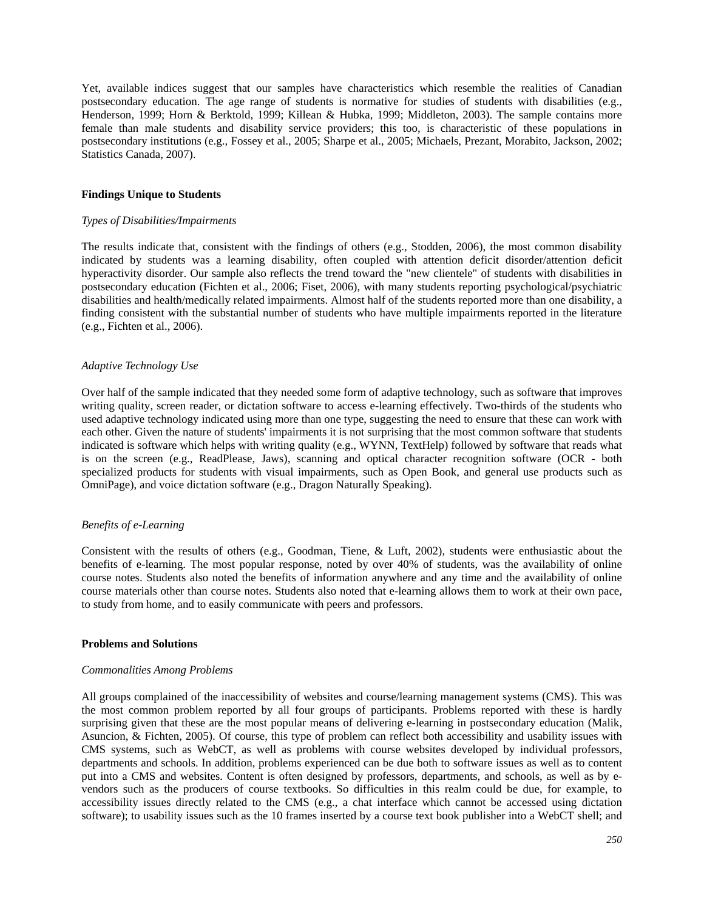Yet, available indices suggest that our samples have characteristics which resemble the realities of Canadian postsecondary education. The age range of students is normative for studies of students with disabilities (e.g., Henderson, 1999; Horn & Berktold, 1999; Killean & Hubka, 1999; Middleton, 2003). The sample contains more female than male students and disability service providers; this too, is characteristic of these populations in postsecondary institutions (e.g., Fossey et al., 2005; Sharpe et al., 2005; Michaels, Prezant, Morabito, Jackson, 2002; Statistics Canada, 2007).

### Findings Unique to Students

#### *Types of Disabilities/Impairments*

The results indicate that, consistent with the findings of others (e.g., Stodden, 2006), the most common disability indicated by students was a learning disability, often coupled with attention deficit disorder/attention deficit hyperactivity disorder. Our sample also reflects the trend toward the "new clientele" of students with disabilities in postsecondary education (Fichten et al., 2006; Fiset, 2006), with many students reporting psychological/psychiatric disabilities and health/medically related impairments. Almost half of the students reported more than one disability, a finding consistent with the substantial number of students who have multiple impairments reported in the literature (e.g., Fichten et al., 2006).

#### *Adaptive Technology Use*

Over half of the sample indicated that they needed some form of adaptive technology, such as software that improves writing quality, screen reader, or dictation software to access e-learning effectively. Two-thirds of the students who used adaptive technology indicated using more than one type, suggesting the need to ensure that these can work with each other. Given the nature of students' impairments it is not surprising that the most common software that students indicated is software which helps with writing quality (e.g., WYNN, TextHelp) followed by software that reads what is on the screen (e.g., ReadPlease, Jaws), scanning and optical character recognition software (OCR - both specialized products for students with visual impairments, such as Open Book, and general use products such as OmniPage), and voice dictation software (e.g., Dragon Naturally Speaking).

#### *Benefits of e-Learning*

Consistent with the results of others (e.g., Goodman, Tiene, & Luft, 2002), students were enthusiastic about the benefits of e-learning. The most popular response, noted by over 40% of students, was the availability of online course notes. Students also noted the benefits of information anywhere and any time and the availability of online course materials other than course notes. Students also noted that e-learning allows them to work at their own pace, to study from home, and to easily communicate with peers and professors.

### Problems and Solutions

#### *Commonalities Among Problems*

All groups complained of the inaccessibility of websites and course/learning management systems (CMS). This was the most common problem reported by all four groups of participants. Problems reported with these is hardly surprising given that these are the most popular means of delivering e-learning in postsecondary education (Malik, Asuncion, & Fichten, 2005). Of course, this type of problem can reflect both accessibility and usability issues with CMS systems, such as WebCT, as well as problems with course websites developed by individual professors, departments and schools. In addition, problems experienced can be due both to software issues as well as to content put into a CMS and websites. Content is often designed by professors, departments, and schools, as well as by e-vendors such as the producers of course textbooks. So difficulties in this realm could be due, for example, to accessibility issues directly related to the CMS (e.g., a chat interface which cannot be accessed using dictation software); to usability issues such as the 10 frames inserted by a course text book publisher into a WebCT shell; and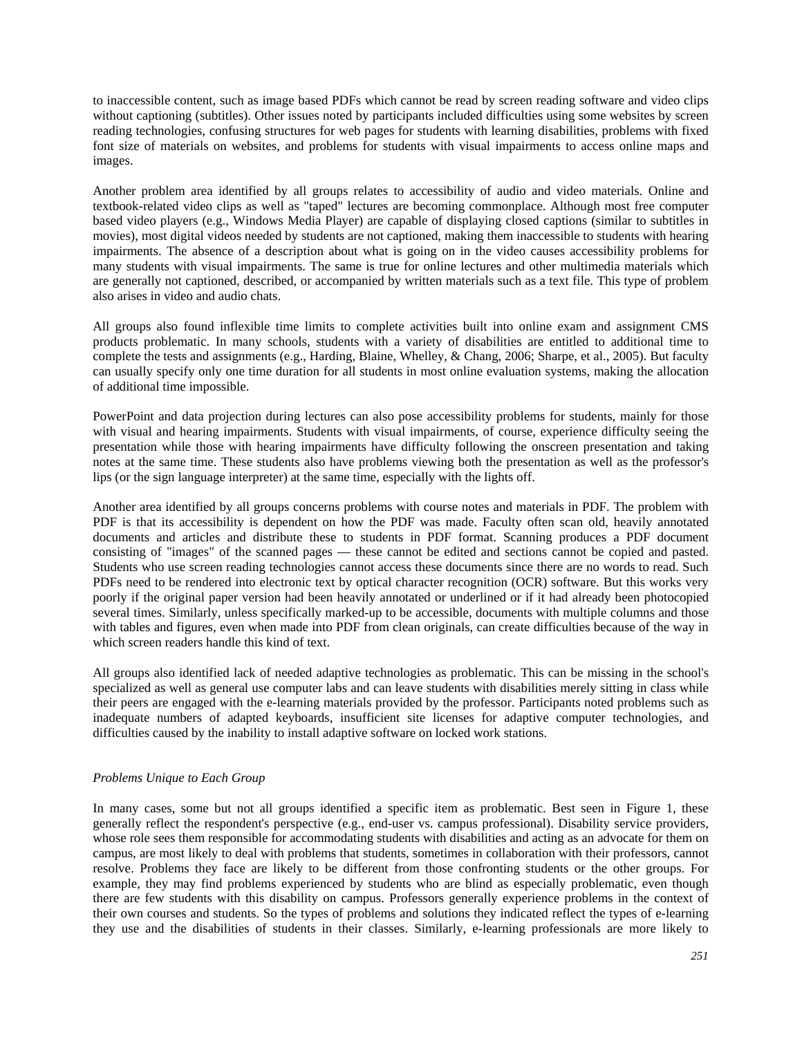to inaccessible content, such as image based PDFs which cannot be read by screen reading software and video clips without captioning (subtitles). Other issues noted by participants included difficulties using some websites by screen reading technologies, confusing structures for web pages for students with learning disabilities, problems with fixed font size of materials on websites, and problems for students with visual impairments to access online maps and images.

Another problem area identified by all groups relates to accessibility of audio and video materials. Online and textbook-related video clips as well as "taped" lectures are becoming commonplace. Although most free computer based video players (e.g., Windows Media Player) are capable of displaying closed captions (similar to subtitles in movies), most digital videos needed by students are not captioned, making them inaccessible to students with hearing impairments. The absence of a description about what is going on in the video causes accessibility problems for many students with visual impairments. The same is true for online lectures and other multimedia materials which are generally not captioned, described, or accompanied by written materials such as a text file. This type of problem also arises in video and audio chats.

All groups also found inflexible time limits to complete activities built into online exam and assignment CMS products problematic. In many schools, students with a variety of disabilities are entitled to additional time to complete the tests and assignments (e.g., Harding, Blaine, Whelley, & Chang, 2006; Sharpe, et al., 2005). But faculty can usually specify only one time duration for all students in most online evaluation systems, making the allocation of additional time impossible.

PowerPoint and data projection during lectures can also pose accessibility problems for students, mainly for those with visual and hearing impairments. Students with visual impairments, of course, experience difficulty seeing the presentation while those with hearing impairments have difficulty following the onscreen presentation and taking notes at the same time. These students also have problems viewing both the presentation as well as the professor's lips (or the sign language interpreter) at the same time, especially with the lights off.

Another area identified by all groups concerns problems with course notes and materials in PDF. The problem with PDF is that its accessibility is dependent on how the PDF was made. Faculty often scan old, heavily annotated documents and articles and distribute these to students in PDF format. Scanning produces a PDF document consisting of "images" of the scanned pages — these cannot be edited and sections cannot be copied and pasted. Students who use screen reading technologies cannot access these documents since there are no words to read. Such PDFs need to be rendered into electronic text by optical character recognition (OCR) software. But this works very poorly if the original paper version had been heavily annotated or underlined or if it had already been photocopied several times. Similarly, unless specifically marked-up to be accessible, documents with multiple columns and those with tables and figures, even when made into PDF from clean originals, can create difficulties because of the way in which screen readers handle this kind of text.

All groups also identified lack of needed adaptive technologies as problematic. This can be missing in the school's specialized as well as general use computer labs and can leave students with disabilities merely sitting in class while their peers are engaged with the e-learning materials provided by the professor. Participants noted problems such as inadequate numbers of adapted keyboards, insufficient site licenses for adaptive computer technologies, and difficulties caused by the inability to install adaptive software on locked work stations.

*Problems Unique to Each Group*

In many cases, some but not all groups identified a specific item as problematic. Best seen in Figure 1, these generally reflect the respondent's perspective (e.g., end-user vs. campus professional). Disability service providers, whose role sees them responsible for accommodating students with disabilities and acting as an advocate for them on campus, are most likely to deal with problems that students, sometimes in collaboration with their professors, cannot resolve. Problems they face are likely to be different from those confronting students or the other groups. For example, they may find problems experienced by students who are blind as especially problematic, even though there are few students with this disability on campus. Professors generally experience problems in the context of their own courses and students. So the types of problems and solutions they indicated reflect the types of e-learning they use and the disabilities of students in their classes. Similarly, e-learning professionals are more likely to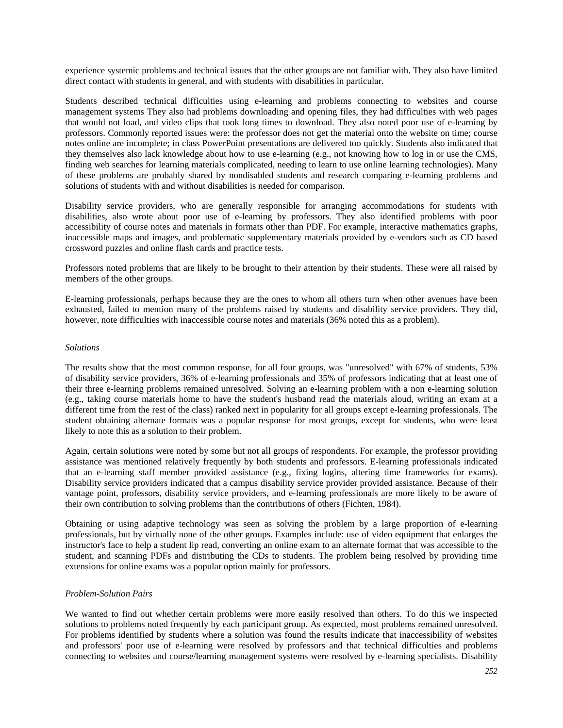experience systemic problems and technical issues that the other groups are not familiar with. They also have limited direct contact with students in general, and with students with disabilities in particular.

Students described technical difficulties using e-learning and problems connecting to websites and course management systems They also had problems downloading and opening files, they had difficulties with web pages that would not load, and video clips that took long times to download. They also noted poor use of e-learning by professors. Commonly reported issues were: the professor does not get the material onto the website on time; course notes online are incomplete; in class PowerPoint presentations are delivered too quickly. Students also indicated that they themselves also lack knowledge about how to use e-learning (e.g., not knowing how to log in or use the CMS, finding web searches for learning materials complicated, needing to learn to use online learning technologies). Many of these problems are probably shared by nondisabled students and research comparing e-learning problems and solutions of students with and without disabilities is needed for comparison.

Disability service providers, who are generally responsible for arranging accommodations for students with disabilities, also wrote about poor use of e-learning by professors. They also identified problems with poor accessibility of course notes and materials in formats other than PDF. For example, interactive mathematics graphs, inaccessible maps and images, and problematic supplementary materials provided by e-vendors such as CD based crossword puzzles and online flash cards and practice tests.

Professors noted problems that are likely to be brought to their attention by their students. These were all raised by members of the other groups.

E-learning professionals, perhaps because they are the ones to whom all others turn when other avenues have been exhausted, failed to mention many of the problems raised by students and disability service providers. They did, however, note difficulties with inaccessible course notes and materials (36% noted this as a problem).

*Solutions*

The results show that the most common response, for all four groups, was "unresolved" with 67% of students, 53% of disability service providers, 36% of e-learning professionals and 35% of professors indicating that at least one of their three e-learning problems remained unresolved. Solving an e-learning problem with a non e-learning solution (e.g., taking course materials home to have the student's husband read the materials aloud, writing an exam at a different time from the rest of the class) ranked next in popularity for all groups except e-learning professionals. The student obtaining alternate formats was a popular response for most groups, except for students, who were least likely to note this as a solution to their problem.

Again, certain solutions were noted by some but not all groups of respondents. For example, the professor providing assistance was mentioned relatively frequently by both students and professors. E-learning professionals indicated that an e-learning staff member provided assistance (e.g., fixing logins, altering time frameworks for exams). Disability service providers indicated that a campus disability service provider provided assistance. Because of their vantage point, professors, disability service providers, and e-learning professionals are more likely to be aware of their own contribution to solving problems than the contributions of others (Fichten, 1984).

Obtaining or using adaptive technology was seen as solving the problem by a large proportion of e-learning professionals, but by virtually none of the other groups. Examples include: use of video equipment that enlarges the instructor's face to help a student lip read, converting an online exam to an alternate format that was accessible to the student, and scanning PDFs and distributing the CDs to students. The problem being resolved by providing time extensions for online exams was a popular option mainly for professors.

*Problem-Solution Pairs*

We wanted to find out whether certain problems were more easily resolved than others. To do this we inspected solutions to problems noted frequently by each participant group. As expected, most problems remained unresolved. For problems identified by students where a solution was found the results indicate that inaccessibility of websites and professors' poor use of e-learning were resolved by professors and that technical difficulties and problems connecting to websites and course/learning management systems were resolved by e-learning specialists. Disability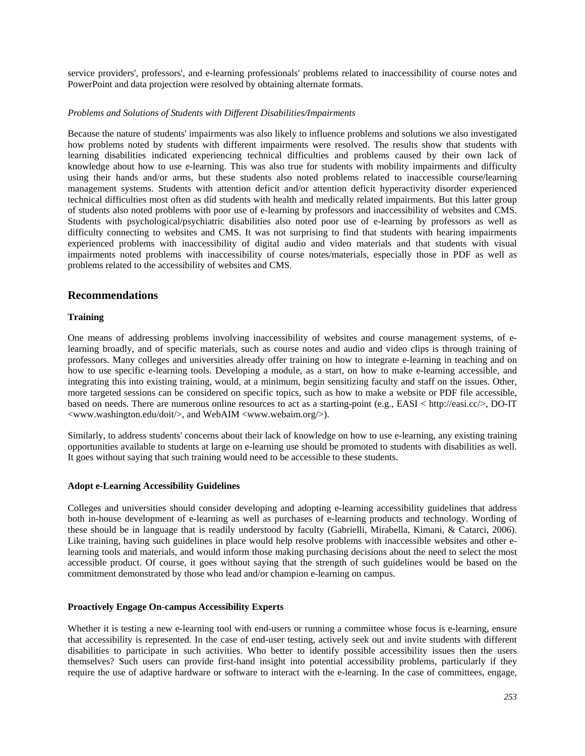service providers', professors', and e-learning professionals' problems related to inaccessibility of course notes and PowerPoint and data projection were resolved by obtaining alternate formats.

*Problems and Solutions of Students with Different Disabilities/Impairments*

Because the nature of students' impairments was also likely to influence problems and solutions we also investigated how problems noted by students with different impairments were resolved. The results show that students with learning disabilities indicated experiencing technical difficulties and problems caused by their own lack of knowledge about how to use e-learning. This was also true for students with mobility impairments and difficulty using their hands and/or arms, but these students also noted problems related to inaccessible course/learning management systems. Students with attention deficit and/or attention deficit hyperactivity disorder experienced technical difficulties most often as did students with health and medically related impairments. But this latter group of students also noted problems with poor use of e-learning by professors and inaccessibility of websites and CMS. Students with psychological/psychiatric disabilities also noted poor use of e-learning by professors as well as difficulty connecting to websites and CMS. It was not surprising to find that students with hearing impairments experienced problems with inaccessibility of digital audio and video materials and that students with visual impairments noted problems with inaccessibility of course notes/materials, especially those in PDF as well as problems related to the accessibility of websites and CMS.

## Recommendations

### Training

One means of addressing problems involving inaccessibility of websites and course management systems, of e-learning broadly, and of specific materials, such as course notes and audio and video clips is through training of professors. Many colleges and universities already offer training on how to integrate e-learning in teaching and on how to use specific e-learning tools. Developing a module, as a start, on how to make e-learning accessible, and integrating this into existing training, would, at a minimum, begin sensitizing faculty and staff on the issues. Other, more targeted sessions can be considered on specific topics, such as how to make a website or PDF file accessible, based on needs. There are numerous online resources to act as a starting-point (e.g., EASI < http://easi.cc/>, DO-IT <www.washington.edu/doit/>, and WebAIM <www.webaim.org/>).

Similarly, to address students' concerns about their lack of knowledge on how to use e-learning, any existing training opportunities available to students at large on e-learning use should be promoted to students with disabilities as well. It goes without saying that such training would need to be accessible to these students.

### Adopt e-Learning Accessibility Guidelines

Colleges and universities should consider developing and adopting e-learning accessibility guidelines that address both in-house development of e-learning as well as purchases of e-learning products and technology. Wording of these should be in language that is readily understood by faculty (Gabrielli, Mirabella, Kimani, & Catarci, 2006). Like training, having such guidelines in place would help resolve problems with inaccessible websites and other e-learning tools and materials, and would inform those making purchasing decisions about the need to select the most accessible product. Of course, it goes without saying that the strength of such guidelines would be based on the commitment demonstrated by those who lead and/or champion e-learning on campus.

### Proactively Engage On-campus Accessibility Experts

Whether it is testing a new e-learning tool with end-users or running a committee whose focus is e-learning, ensure that accessibility is represented. In the case of end-user testing, actively seek out and invite students with different disabilities to participate in such activities. Who better to identify possible accessibility issues then the users themselves? Such users can provide first-hand insight into potential accessibility problems, particularly if they require the use of adaptive hardware or software to interact with the e-learning. In the case of committees, engage,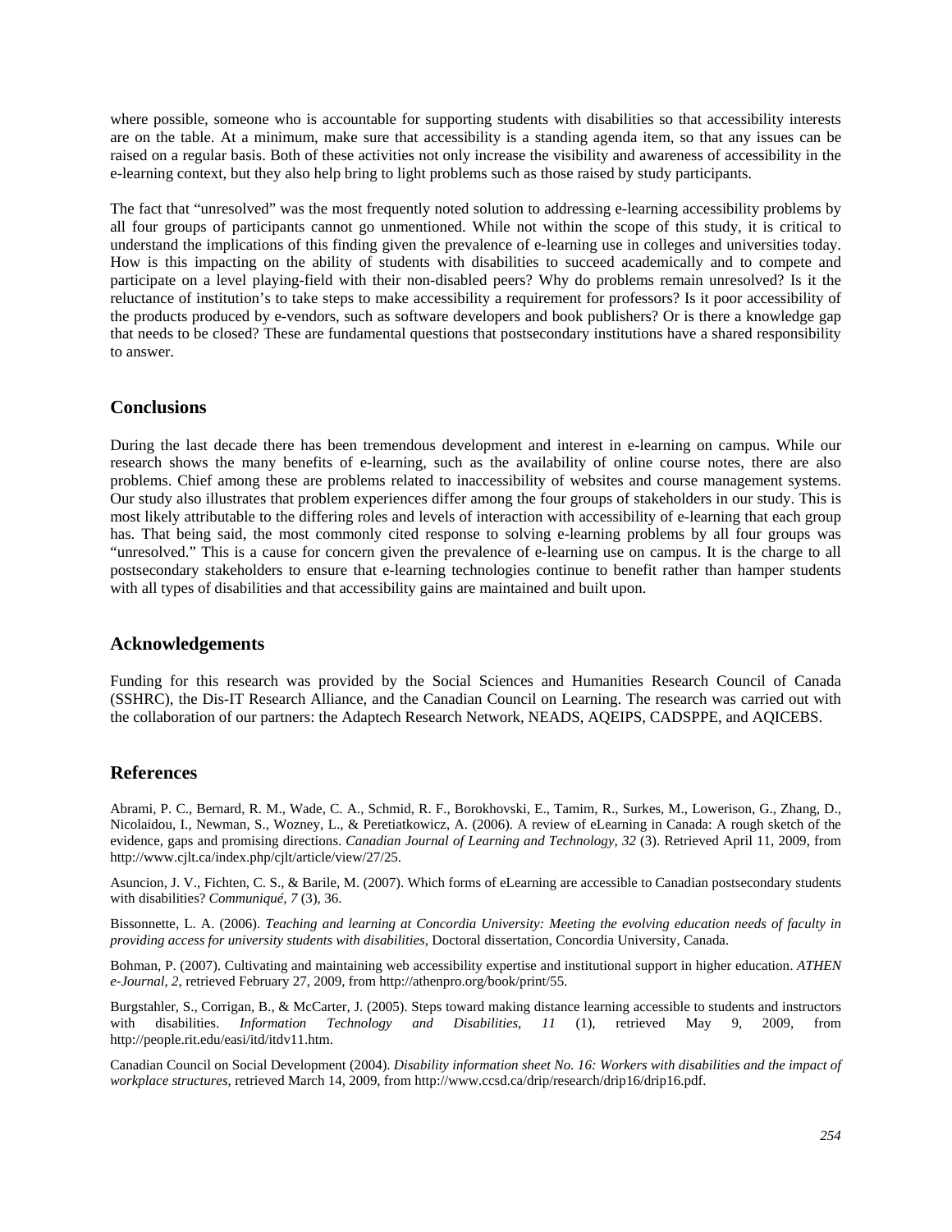where possible, someone who is accountable for supporting students with disabilities so that accessibility interests are on the table. At a minimum, make sure that accessibility is a standing agenda item, so that any issues can be raised on a regular basis. Both of these activities not only increase the visibility and awareness of accessibility in the e-learning context, but they also help bring to light problems such as those raised by study participants.

The fact that "unresolved" was the most frequently noted solution to addressing e-learning accessibility problems by all four groups of participants cannot go unmentioned. While not within the scope of this study, it is critical to understand the implications of this finding given the prevalence of e-learning use in colleges and universities today. How is this impacting on the ability of students with disabilities to succeed academically and to compete and participate on a level playing-field with their non-disabled peers? Why do problems remain unresolved? Is it the reluctance of institution's to take steps to make accessibility a requirement for professors? Is it poor accessibility of the products produced by e-vendors, such as software developers and book publishers? Or is there a knowledge gap that needs to be closed? These are fundamental questions that postsecondary institutions have a shared responsibility to answer.

## Conclusions

During the last decade there has been tremendous development and interest in e-learning on campus. While our research shows the many benefits of e-learning, such as the availability of online course notes, there are also problems. Chief among these are problems related to inaccessibility of websites and course management systems. Our study also illustrates that problem experiences differ among the four groups of stakeholders in our study. This is most likely attributable to the differing roles and levels of interaction with accessibility of e-learning that each group has. That being said, the most commonly cited response to solving e-learning problems by all four groups was "unresolved." This is a cause for concern given the prevalence of e-learning use on campus. It is the charge to all postsecondary stakeholders to ensure that e-learning technologies continue to benefit rather than hamper students with all types of disabilities and that accessibility gains are maintained and built upon.

## Acknowledgements

Funding for this research was provided by the Social Sciences and Humanities Research Council of Canada (SSHRC), the Dis-IT Research Alliance, and the Canadian Council on Learning. The research was carried out with the collaboration of our partners: the Adaptech Research Network, NEADS, AQEIPS, CADSPPE, and AQICEBS.

## References

Abrami, P. C., Bernard, R. M., Wade, C. A., Schmid, R. F., Borokhovski, E., Tamim, R., Surkes, M., Lowerison, G., Zhang, D., Nicolaidou, I., Newman, S., Wozney, L., & Peretiatkowicz, A. (2006). A review of eLearning in Canada: A rough sketch of the evidence, gaps and promising directions. *Canadian Journal of Learning and Technology, 32* (3). Retrieved April 11, 2009, from http://www.cjlt.ca/index.php/cjlt/article/view/27/25.

Asuncion, J. V., Fichten, C. S., & Barile, M. (2007). Which forms of eLearning are accessible to Canadian postsecondary students with disabilities? *Communiqué, 7* (3), 36.

Bissonnette, L. A. (2006). *Teaching and learning at Concordia University: Meeting the evolving education needs of faculty in providing access for university students with disabilities*, Doctoral dissertation, Concordia University, Canada.

Bohman, P. (2007). Cultivating and maintaining web accessibility expertise and institutional support in higher education. *ATHEN e-Journal, 2,* retrieved February 27, 2009, from http://athenpro.org/book/print/55.

Burgstahler, S., Corrigan, B., & McCarter, J. (2005). Steps toward making distance learning accessible to students and instructors with disabilities. *Information Technology and Disabilities*, *11* (1), retrieved May 9, 2009, from http://people.rit.edu/easi/itd/itdv11.htm.

Canadian Council on Social Development (2004). *Disability information sheet No. 16: Workers with disabilities and the impact of workplace structures,* retrieved March 14, 2009, from http://www.ccsd.ca/drip/research/drip16/drip16.pdf.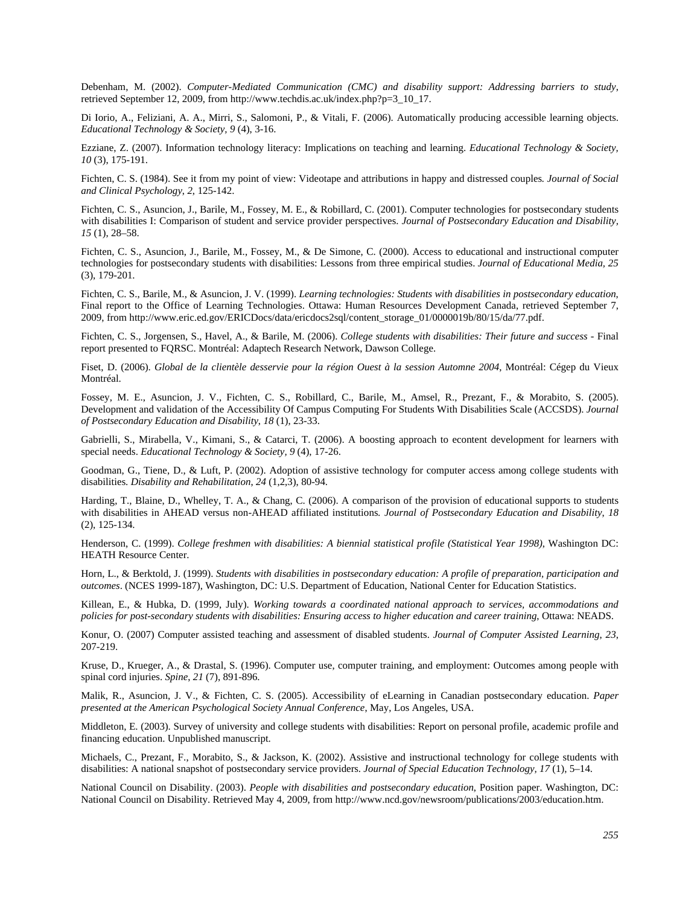Debenham, M. (2002). *Computer-Mediated Communication (CMC) and disability support: Addressing barriers to study*, retrieved September 12, 2009, from http://www.techdis.ac.uk/index.php?p=3_10_17.

Di Iorio, A., Feliziani, A. A., Mirri, S., Salomoni, P., & Vitali, F. (2006). Automatically producing accessible learning objects. *Educational Technology & Society, 9* (4), 3-16.

Ezziane, Z. (2007). Information technology literacy: Implications on teaching and learning. *Educational Technology & Society, 10* (3), 175-191.

Fichten, C. S. (1984). See it from my point of view: Videotape and attributions in happy and distressed couples*. Journal of Social and Clinical Psychology*, *2*, 125-142.

Fichten, C. S., Asuncion, J., Barile, M., Fossey, M. E., & Robillard, C. (2001). Computer technologies for postsecondary students with disabilities I: Comparison of student and service provider perspectives. *Journal of Postsecondary Education and Disability, 15* (1), 28–58.

Fichten, C. S., Asuncion, J., Barile, M., Fossey, M., & De Simone, C. (2000). Access to educational and instructional computer technologies for postsecondary students with disabilities: Lessons from three empirical studies. *Journal of Educational Media*, *25* (3), 179-201.

Fichten, C. S., Barile, M., & Asuncion, J. V. (1999). *Learning technologies: Students with disabilities in postsecondary education*, Final report to the Office of Learning Technologies. Ottawa: Human Resources Development Canada, retrieved September 7, 2009, from http://www.eric.ed.gov/ERICDocs/data/ericdocs2sql/content_storage_01/0000019b/80/15/da/77.pdf.

Fichten, C. S., Jorgensen, S., Havel, A., & Barile, M. (2006). *College students with disabilities: Their future and success* - Final report presented to FQRSC. Montréal: Adaptech Research Network, Dawson College.

Fiset, D. (2006). *Global de la clientèle desservie pour la région Ouest à la session Automne 2004*, Montréal: Cégep du Vieux Montréal.

Fossey, M. E., Asuncion, J. V., Fichten, C. S., Robillard, C., Barile, M., Amsel, R., Prezant, F., & Morabito, S. (2005). Development and validation of the Accessibility Of Campus Computing For Students With Disabilities Scale (ACCSDS). *Journal of Postsecondary Education and Disability*, *18* (1), 23-33.

Gabrielli, S., Mirabella, V., Kimani, S., & Catarci, T. (2006). A boosting approach to econtent development for learners with special needs. *Educational Technology & Society, 9* (4), 17-26.

Goodman, G., Tiene, D., & Luft, P. (2002). Adoption of assistive technology for computer access among college students with disabilities*. Disability and Rehabilitation*, *24* (1,2,3), 80-94.

Harding, T., Blaine, D., Whelley, T. A., & Chang, C. (2006). A comparison of the provision of educational supports to students with disabilities in AHEAD versus non-AHEAD affiliated institutions*. Journal of Postsecondary Education and Disability*, *18* (2), 125-134.

Henderson, C. (1999). *College freshmen with disabilities: A biennial statistical profile (Statistical Year 1998)*, Washington DC: HEATH Resource Center.

Horn, L., & Berktold, J. (1999). *Students with disabilities in postsecondary education: A profile of preparation, participation and outcomes*. (NCES 1999-187), Washington, DC: U.S. Department of Education, National Center for Education Statistics.

Killean, E., & Hubka, D. (1999, July). *Working towards a coordinated national approach to services, accommodations and policies for post-secondary students with disabilities: Ensuring access to higher education and career training*, Ottawa: NEADS.

Konur, O. (2007) Computer assisted teaching and assessment of disabled students. *Journal of Computer Assisted Learning, 23*, 207-219.

Kruse, D., Krueger, A., & Drastal, S. (1996). Computer use, computer training, and employment: Outcomes among people with spinal cord injuries. *Spine*, *21* (7), 891-896.

Malik, R., Asuncion, J. V., & Fichten, C. S. (2005). Accessibility of eLearning in Canadian postsecondary education. *Paper presented at the American Psychological Society Annual Conference*, May, Los Angeles, USA.

Middleton, E. (2003). Survey of university and college students with disabilities: Report on personal profile, academic profile and financing education. Unpublished manuscript.

Michaels, C., Prezant, F., Morabito, S., & Jackson, K. (2002). Assistive and instructional technology for college students with disabilities: A national snapshot of postsecondary service providers. *Journal of Special Education Technology, 17* (1), 5–14.

National Council on Disability. (2003). *People with disabilities and postsecondary education*, Position paper. Washington, DC: National Council on Disability. Retrieved May 4, 2009, from http://www.ncd.gov/newsroom/publications/2003/education.htm.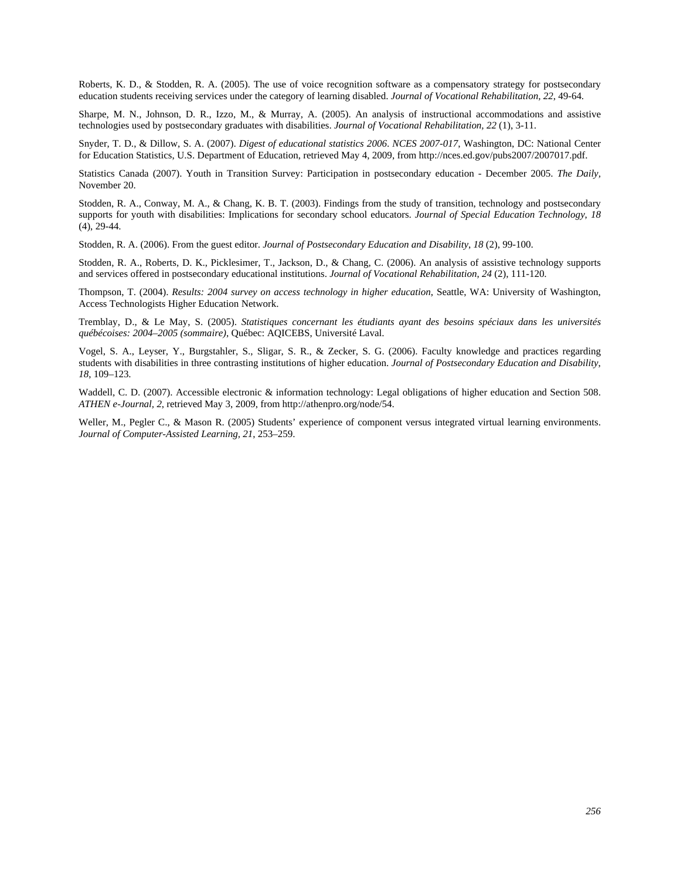Roberts, K. D., & Stodden, R. A. (2005). The use of voice recognition software as a compensatory strategy for postsecondary education students receiving services under the category of learning disabled. *Journal of Vocational Rehabilitation, 22*, 49-64.

Sharpe, M. N., Johnson, D. R., Izzo, M., & Murray, A. (2005). An analysis of instructional accommodations and assistive technologies used by postsecondary graduates with disabilities. *Journal of Vocational Rehabilitation, 22* (1), 3-11.

Snyder, T. D., & Dillow, S. A. (2007). *Digest of educational statistics 2006. NCES 2007-017*, Washington, DC: National Center for Education Statistics, U.S. Department of Education, retrieved May 4, 2009, from http://nces.ed.gov/pubs2007/2007017.pdf.

Statistics Canada (2007). Youth in Transition Survey: Participation in postsecondary education - December 2005. *The Daily*, November 20.

Stodden, R. A., Conway, M. A., & Chang, K. B. T. (2003). Findings from the study of transition, technology and postsecondary supports for youth with disabilities: Implications for secondary school educators. *Journal of Special Education Technology*, *18* (4), 29-44.

Stodden, R. A. (2006). From the guest editor. *Journal of Postsecondary Education and Disability*, *18* (2), 99-100.

Stodden, R. A., Roberts, D. K., Picklesimer, T., Jackson, D., & Chang, C. (2006). An analysis of assistive technology supports and services offered in postsecondary educational institutions. *Journal of Vocational Rehabilitation, 24* (2), 111-120.

Thompson, T. (2004). *Results: 2004 survey on access technology in higher education*, Seattle, WA: University of Washington, Access Technologists Higher Education Network.

Tremblay, D., & Le May, S. (2005). *Statistiques concernant les étudiants ayant des besoins spéciaux dans les universités québécoises: 2004–2005 (sommaire)*, Québec: AQICEBS, Université Laval.

Vogel, S. A., Leyser, Y., Burgstahler, S., Sligar, S. R., & Zecker, S. G. (2006). Faculty knowledge and practices regarding students with disabilities in three contrasting institutions of higher education. *Journal of Postsecondary Education and Disability, 18*, 109–123.

Waddell, C. D. (2007). Accessible electronic & information technology: Legal obligations of higher education and Section 508. *ATHEN e-Journal, 2*, retrieved May 3, 2009, from http://athenpro.org/node/54.

Weller, M., Pegler C., & Mason R. (2005) Students' experience of component versus integrated virtual learning environments. *Journal of Computer-Assisted Learning, 21*, 253–259.